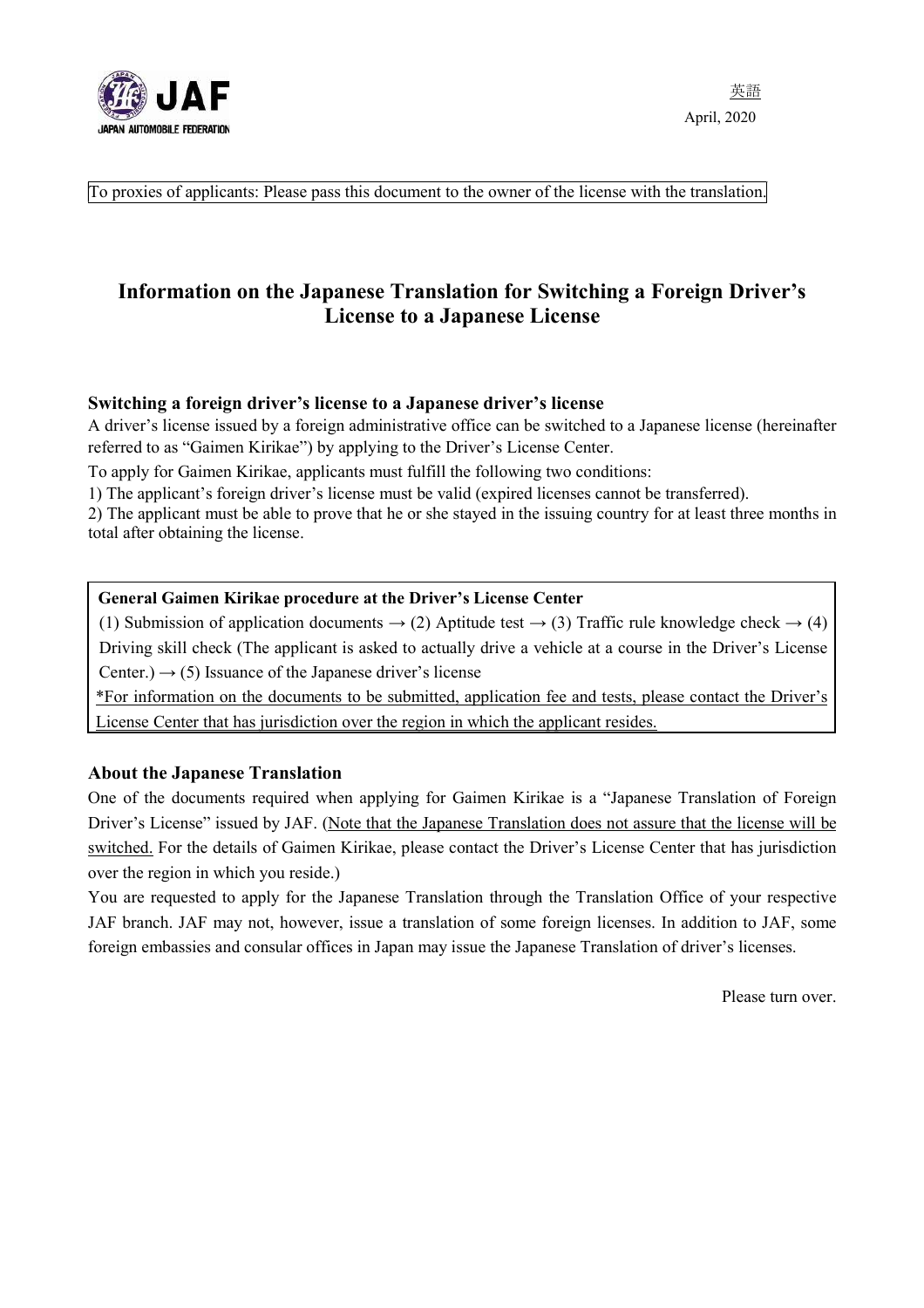JAF
JAPAN AUTOMOBILE FEDERATION

英語

April, 2020

To proxies of applicants: Please pass this document to the owner of the license with the translation.

# Information on the Japanese Translation for Switching a Foreign Driver's License to a Japanese License

### Switching a foreign driver's license to a Japanese driver's license

A driver's license issued by a foreign administrative office can be switched to a Japanese license (hereinafter referred to as "Gaimen Kirikae") by applying to the Driver's License Center.

To apply for Gaimen Kirikae, applicants must fulfill the following two conditions:

1) The applicant's foreign driver's license must be valid (expired licenses cannot be transferred).

2) The applicant must be able to prove that he or she stayed in the issuing country for at least three months in total after obtaining the license.

**General Gaimen Kirikae procedure at the Driver's License Center**

(1) Submission of application documents → (2) Aptitude test → (3) Traffic rule knowledge check → (4) Driving skill check (The applicant is asked to actually drive a vehicle at a course in the Driver's License Center.) → (5) Issuance of the Japanese driver's license

*For information on the documents to be submitted, application fee and tests, please contact the Driver's License Center that has jurisdiction over the region in which the applicant resides.

### About the Japanese Translation

One of the documents required when applying for Gaimen Kirikae is a "Japanese Translation of Foreign Driver's License" issued by JAF. (Note that the Japanese Translation does not assure that the license will be switched. For the details of Gaimen Kirikae, please contact the Driver's License Center that has jurisdiction over the region in which you reside.)

You are requested to apply for the Japanese Translation through the Translation Office of your respective JAF branch. JAF may not, however, issue a translation of some foreign licenses. In addition to JAF, some foreign embassies and consular offices in Japan may issue the Japanese Translation of driver's licenses.

Please turn over.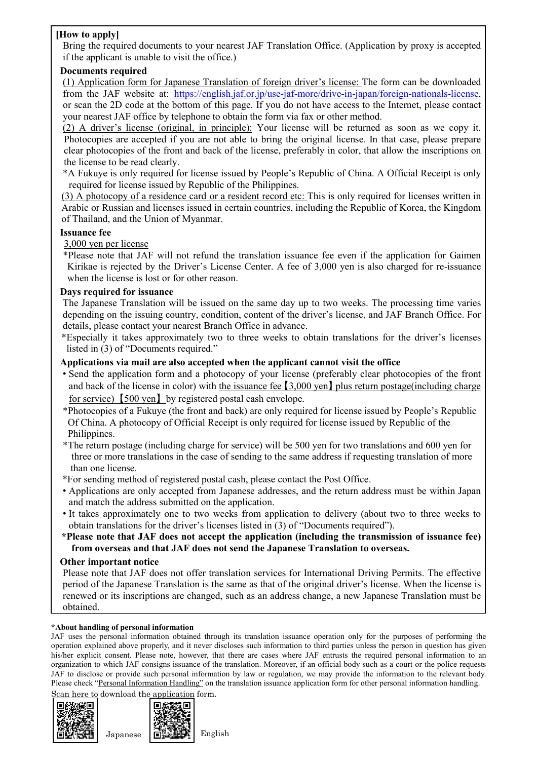**[How to apply]**

Bring the required documents to your nearest JAF Translation Office. (Application by proxy is accepted if the applicant is unable to visit the office.)

**Documents required**

(1) Application form for Japanese Translation of foreign driver's license: The form can be downloaded from the JAF website at: https://english.jaf.or.jp/use-jaf-more/drive-in-japan/foreign-nationals-license, or scan the 2D code at the bottom of this page. If you do not have access to the Internet, please contact your nearest JAF office by telephone to obtain the form via fax or other method.

(2) A driver's license (original, in principle): Your license will be returned as soon as we copy it. Photocopies are accepted if you are not able to bring the original license. In that case, please prepare clear photocopies of the front and back of the license, preferably in color, that allow the inscriptions on the license to be read clearly.

*A Fukuye is only required for license issued by People's Republic of China. A Official Receipt is only required for license issued by Republic of the Philippines.

(3) A photocopy of a residence card or a resident record etc: This is only required for licenses written in Arabic or Russian and licenses issued in certain countries, including the Republic of Korea, the Kingdom of Thailand, and the Union of Myanmar.

**Issuance fee**

3,000 yen per license

*Please note that JAF will not refund the translation issuance fee even if the application for Gaimen Kirikae is rejected by the Driver's License Center. A fee of 3,000 yen is also charged for re-issuance when the license is lost or for other reason.

**Days required for issuance**

The Japanese Translation will be issued on the same day up to two weeks. The processing time varies depending on the issuing country, condition, content of the driver's license, and JAF Branch Office. For details, please contact your nearest Branch Office in advance.

*Especially it takes approximately two to three weeks to obtain translations for the driver's licenses listed in (3) of "Documents required."

**Applications via mail are also accepted when the applicant cannot visit the office**

- Send the application form and a photocopy of your license (preferably clear photocopies of the front and back of the license in color) with the issuance fee【3,000 yen】plus return postage(including charge for service)【500 yen】by registered postal cash envelope.

*Photocopies of a Fukuye (the front and back) are only required for license issued by People's Republic Of China. A photocopy of Official Receipt is only required for license issued by Republic of the Philippines.

*The return postage (including charge for service) will be 500 yen for two translations and 600 yen for three or more translations in the case of sending to the same address if requesting translation of more than one license.

*For sending method of registered postal cash, please contact the Post Office.

- Applications are only accepted from Japanese addresses, and the return address must be within Japan and match the address submitted on the application.
- It takes approximately one to two weeks from application to delivery (about two to three weeks to obtain translations for the driver's licenses listed in (3) of "Documents required").

**\*Please note that JAF does not accept the application (including the transmission of issuance fee) from overseas and that JAF does not send the Japanese Translation to overseas.**

**Other important notice**

Please note that JAF does not offer translation services for International Driving Permits. The effective period of the Japanese Translation is the same as that of the original driver's license. When the license is renewed or its inscriptions are changed, such as an address change, a new Japanese Translation must be obtained.

**\*About handling of personal information**

JAF uses the personal information obtained through its translation issuance operation only for the purposes of performing the operation explained above properly, and it never discloses such information to third parties unless the person in question has given his/her explicit consent. Please note, however, that there are cases where JAF entrusts the required personal information to an organization to which JAF consigns issuance of the translation. Moreover, if an official body such as a court or the police requests JAF to disclose or provide such personal information by law or regulation, we may provide the information to the relevant body. Please check "Personal Information Handling" on the translation issuance application form for other personal information handling.

Scan here to download the application form.

Japanese

English